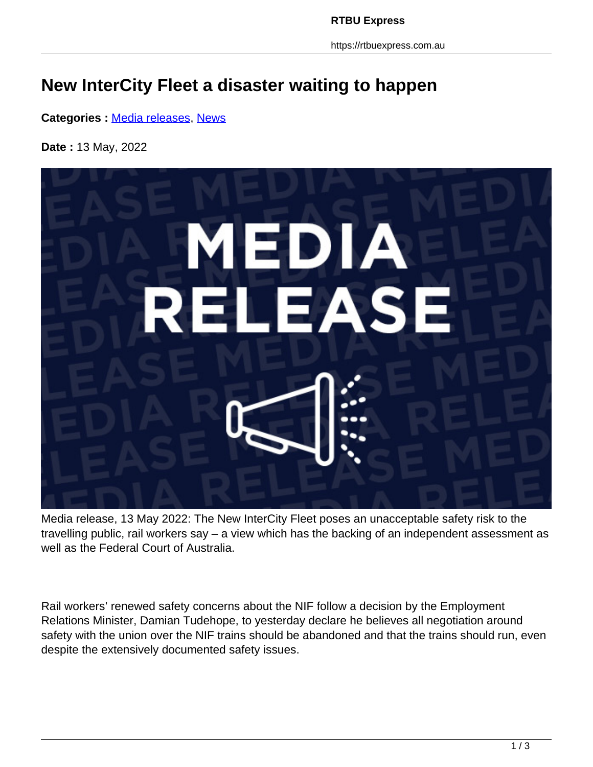# New InterCity Fleet a disaster waiting to happen

**Categories :** Media releases, News

**Date :** 13 May, 2022

Media release, 13 May 2022: The New InterCity Fleet poses an unacceptable safety risk to the travelling public, rail workers say – a view which has the backing of an independent assessment as well as the Federal Court of Australia.

Rail workers' renewed safety concerns about the NIF follow a decision by the Employment Relations Minister, Damian Tudehope, to yesterday declare he believes all negotiation around safety with the union over the NIF trains should be abandoned and that the trains should run, even despite the extensively documented safety issues.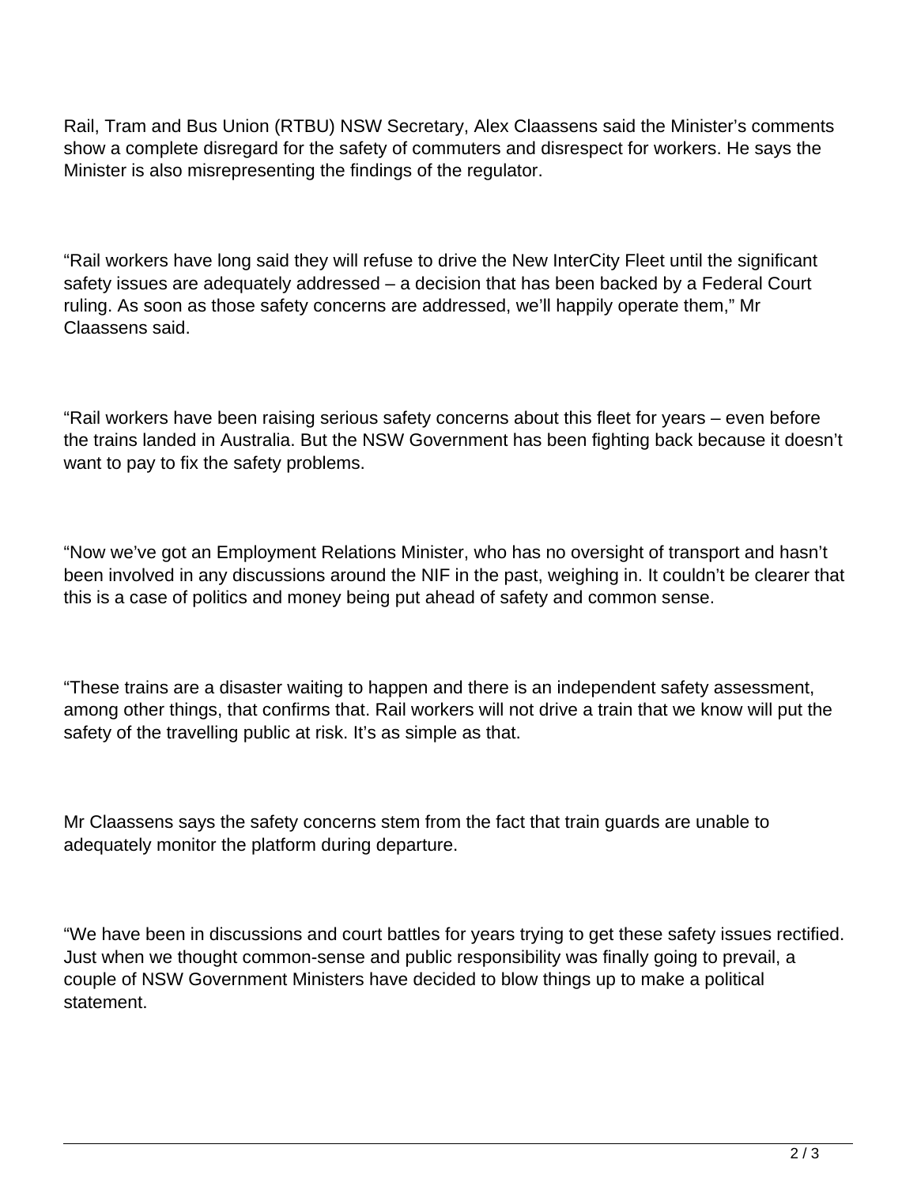Rail, Tram and Bus Union (RTBU) NSW Secretary, Alex Claassens said the Minister's comments show a complete disregard for the safety of commuters and disrespect for workers. He says the Minister is also misrepresenting the findings of the regulator.

"Rail workers have long said they will refuse to drive the New InterCity Fleet until the significant safety issues are adequately addressed – a decision that has been backed by a Federal Court ruling. As soon as those safety concerns are addressed, we'll happily operate them," Mr Claassens said.

"Rail workers have been raising serious safety concerns about this fleet for years – even before the trains landed in Australia. But the NSW Government has been fighting back because it doesn't want to pay to fix the safety problems.

"Now we've got an Employment Relations Minister, who has no oversight of transport and hasn't been involved in any discussions around the NIF in the past, weighing in. It couldn't be clearer that this is a case of politics and money being put ahead of safety and common sense.

"These trains are a disaster waiting to happen and there is an independent safety assessment, among other things, that confirms that. Rail workers will not drive a train that we know will put the safety of the travelling public at risk. It's as simple as that.

Mr Claassens says the safety concerns stem from the fact that train guards are unable to adequately monitor the platform during departure.

"We have been in discussions and court battles for years trying to get these safety issues rectified. Just when we thought common-sense and public responsibility was finally going to prevail, a couple of NSW Government Ministers have decided to blow things up to make a political statement.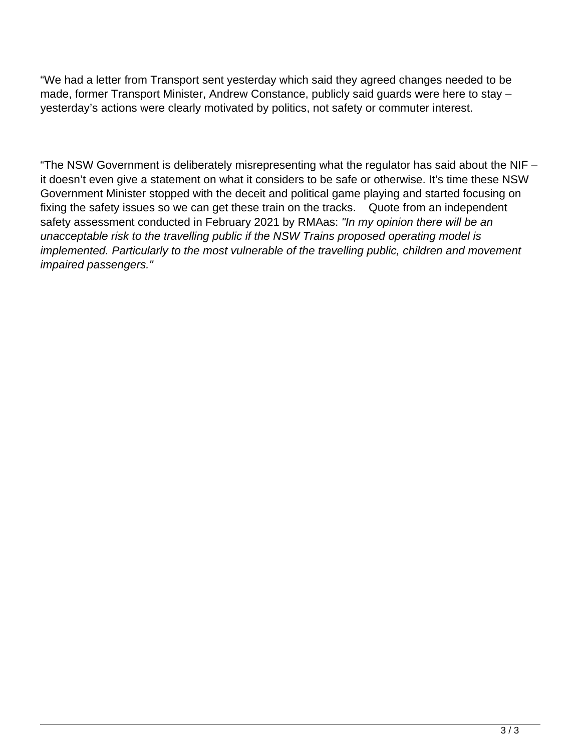“We had a letter from Transport sent yesterday which said they agreed changes needed to be made, former Transport Minister, Andrew Constance, publicly said guards were here to stay – yesterday’s actions were clearly motivated by politics, not safety or commuter interest.

“The NSW Government is deliberately misrepresenting what the regulator has said about the NIF – it doesn’t even give a statement on what it considers to be safe or otherwise. It’s time these NSW Government Minister stopped with the deceit and political game playing and started focusing on fixing the safety issues so we can get these train on the tracks.  Quote from an independent safety assessment conducted in February 2021 by RMAas: *"In my opinion there will be an unacceptable risk to the travelling public if the NSW Trains proposed operating model is implemented. Particularly to the most vulnerable of the travelling public, children and movement impaired passengers."*